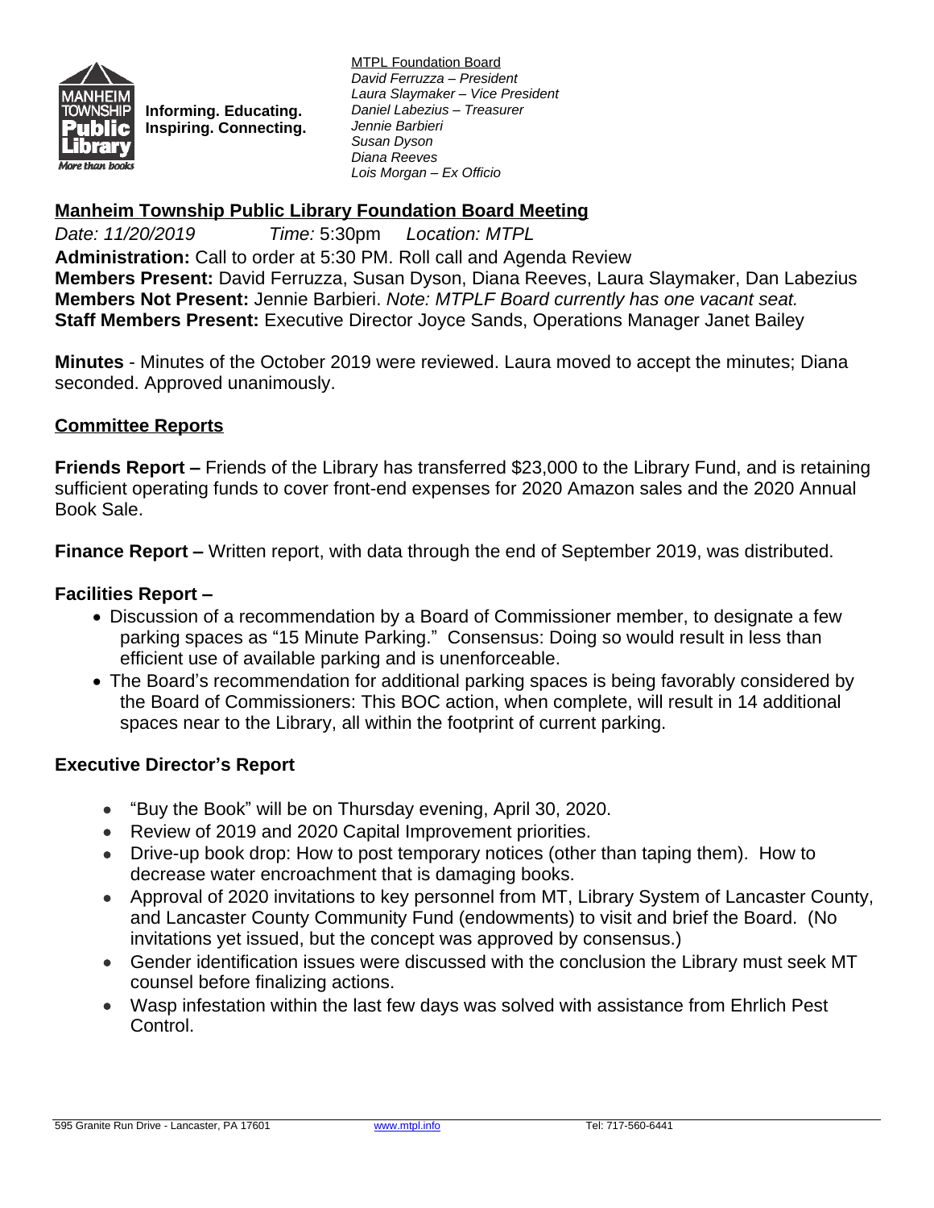Informing. Educating.
Inspiring. Connecting.

MTPL Foundation Board
*David Ferruzza – President*
*Laura Slaymaker – Vice President*
*Daniel Labezius – Treasurer*
*Jennie Barbieri*
*Susan Dyson*
*Diana Reeves*
*Lois Morgan – Ex Officio*

## Manheim Township Public Library Foundation Board Meeting

*Date: 11/20/2019* *Time:* 5:30pm *Location: MTPL*

**Administration:** Call to order at 5:30 PM. Roll call and Agenda Review
**Members Present:** David Ferruzza, Susan Dyson, Diana Reeves, Laura Slaymaker, Dan Labezius
**Members Not Present:** Jennie Barbieri. *Note: MTPLF Board currently has one vacant seat.*
**Staff Members Present:** Executive Director Joyce Sands, Operations Manager Janet Bailey

**Minutes** - Minutes of the October 2019 were reviewed. Laura moved to accept the minutes; Diana seconded. Approved unanimously.

### Committee Reports

**Friends Report –** Friends of the Library has transferred $23,000 to the Library Fund, and is retaining sufficient operating funds to cover front-end expenses for 2020 Amazon sales and the 2020 Annual Book Sale.

**Finance Report –** Written report, with data through the end of September 2019, was distributed.

**Facilities Report –**

- Discussion of a recommendation by a Board of Commissioner member, to designate a few parking spaces as "15 Minute Parking." Consensus: Doing so would result in less than efficient use of available parking and is unenforceable.
- The Board's recommendation for additional parking spaces is being favorably considered by the Board of Commissioners: This BOC action, when complete, will result in 14 additional spaces near to the Library, all within the footprint of current parking.

**Executive Director's Report**

- "Buy the Book" will be on Thursday evening, April 30, 2020.
- Review of 2019 and 2020 Capital Improvement priorities.
- Drive-up book drop: How to post temporary notices (other than taping them). How to decrease water encroachment that is damaging books.
- Approval of 2020 invitations to key personnel from MT, Library System of Lancaster County, and Lancaster County Community Fund (endowments) to visit and brief the Board. (No invitations yet issued, but the concept was approved by consensus.)
- Gender identification issues were discussed with the conclusion the Library must seek MT counsel before finalizing actions.
- Wasp infestation within the last few days was solved with assistance from Ehrlich Pest Control.

595 Granite Run Drive - Lancaster, PA 17601 www.mtpl.info Tel: 717-560-6441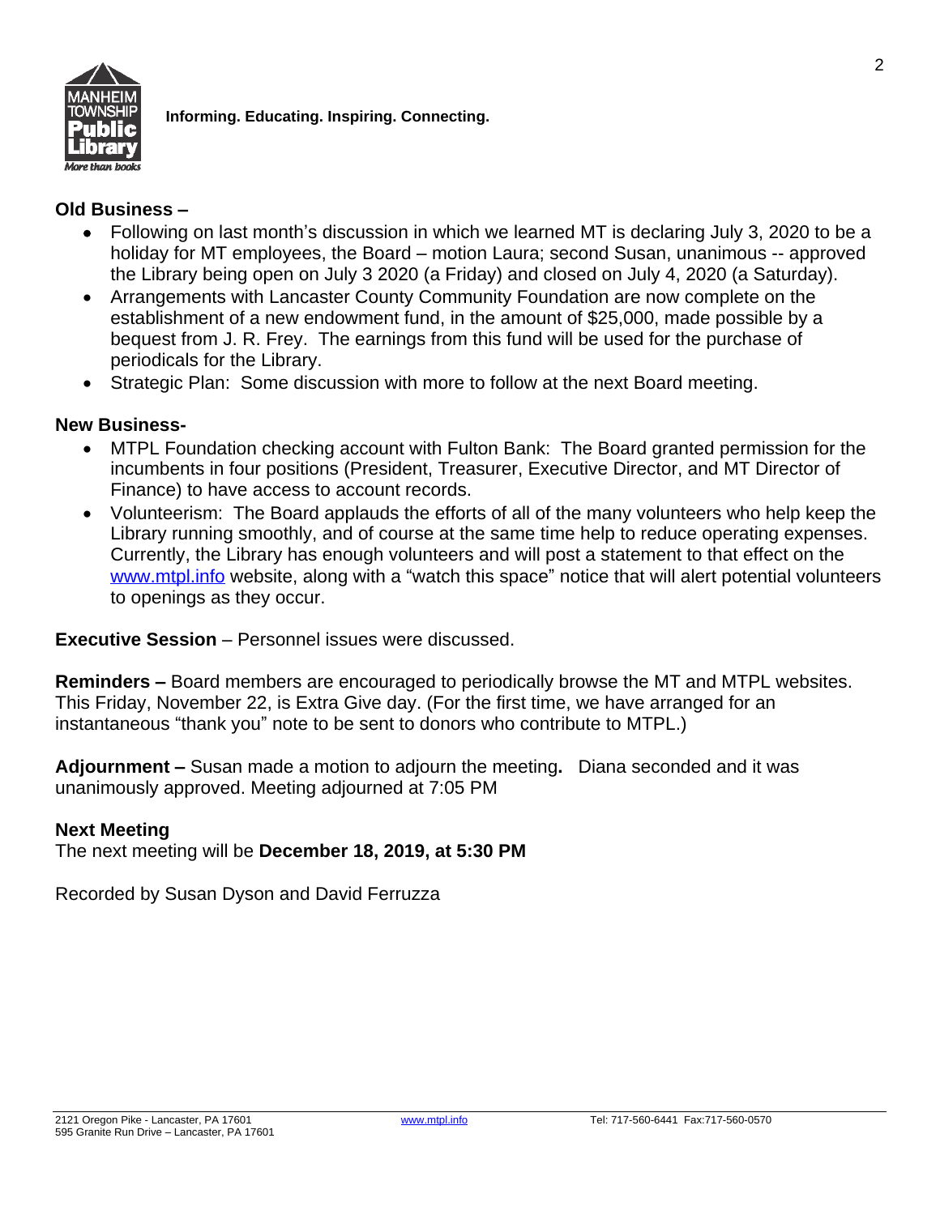**Informing. Educating. Inspiring. Connecting.**

**Old Business –**

- Following on last month's discussion in which we learned MT is declaring July 3, 2020 to be a holiday for MT employees, the Board – motion Laura; second Susan, unanimous -- approved the Library being open on July 3 2020 (a Friday) and closed on July 4, 2020 (a Saturday).
- Arrangements with Lancaster County Community Foundation are now complete on the establishment of a new endowment fund, in the amount of $25,000, made possible by a bequest from J. R. Frey. The earnings from this fund will be used for the purchase of periodicals for the Library.
- Strategic Plan: Some discussion with more to follow at the next Board meeting.

**New Business-**

- MTPL Foundation checking account with Fulton Bank: The Board granted permission for the incumbents in four positions (President, Treasurer, Executive Director, and MT Director of Finance) to have access to account records.
- Volunteerism: The Board applauds the efforts of all of the many volunteers who help keep the Library running smoothly, and of course at the same time help to reduce operating expenses. Currently, the Library has enough volunteers and will post a statement to that effect on the www.mtpl.info website, along with a "watch this space" notice that will alert potential volunteers to openings as they occur.

**Executive Session** – Personnel issues were discussed.

**Reminders –** Board members are encouraged to periodically browse the MT and MTPL websites. This Friday, November 22, is Extra Give day. (For the first time, we have arranged for an instantaneous "thank you" note to be sent to donors who contribute to MTPL.)

**Adjournment –** Susan made a motion to adjourn the meeting**.** Diana seconded and it was unanimously approved. Meeting adjourned at 7:05 PM

**Next Meeting**

The next meeting will be **December 18, 2019, at 5:30 PM**

Recorded by Susan Dyson and David Ferruzza